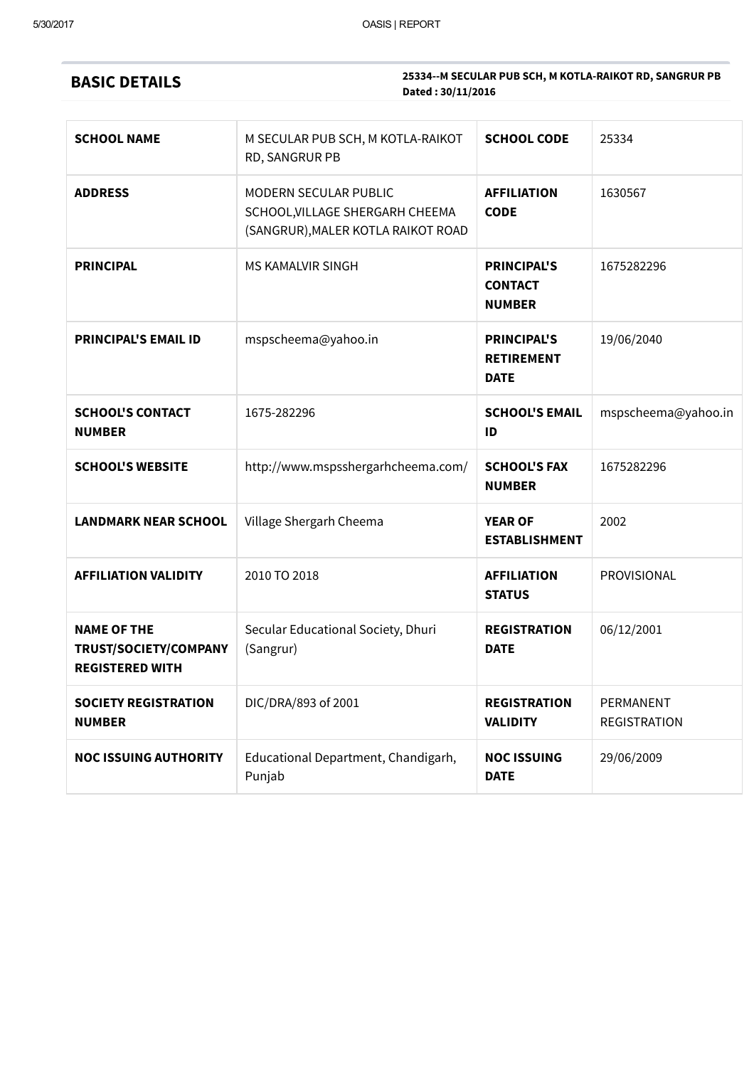## BASIC DETAILS

**25334--M SECULAR PUB SCH, M KOTLA-RAIKOT RD, SANGRUR PB**
**Dated : 30/11/2016**

| | | | |
|---|---|---|---|
| **SCHOOL NAME** | M SECULAR PUB SCH, M KOTLA-RAIKOT RD, SANGRUR PB | **SCHOOL CODE** | 25334 |
| **ADDRESS** | MODERN SECULAR PUBLIC SCHOOL,VILLAGE SHERGARH CHEEMA (SANGRUR),MALER KOTLA RAIKOT ROAD | **AFFILIATION CODE** | 1630567 |
| **PRINCIPAL** | MS KAMALVIR SINGH | **PRINCIPAL'S CONTACT NUMBER** | 1675282296 |
| **PRINCIPAL'S EMAIL ID** | mspscheema@yahoo.in | **PRINCIPAL'S RETIREMENT DATE** | 19/06/2040 |
| **SCHOOL'S CONTACT NUMBER** | 1675-282296 | **SCHOOL'S EMAIL ID** | mspscheema@yahoo.in |
| **SCHOOL'S WEBSITE** | http://www.mspsshergarhcheema.com/ | **SCHOOL'S FAX NUMBER** | 1675282296 |
| **LANDMARK NEAR SCHOOL** | Village Shergarh Cheema | **YEAR OF ESTABLISHMENT** | 2002 |
| **AFFILIATION VALIDITY** | 2010 TO 2018 | **AFFILIATION STATUS** | PROVISIONAL |
| **NAME OF THE TRUST/SOCIETY/COMPANY REGISTERED WITH** | Secular Educational Society, Dhuri (Sangrur) | **REGISTRATION DATE** | 06/12/2001 |
| **SOCIETY REGISTRATION NUMBER** | DIC/DRA/893 of 2001 | **REGISTRATION VALIDITY** | PERMANENT REGISTRATION |
| **NOC ISSUING AUTHORITY** | Educational Department, Chandigarh, Punjab | **NOC ISSUING DATE** | 29/06/2009 |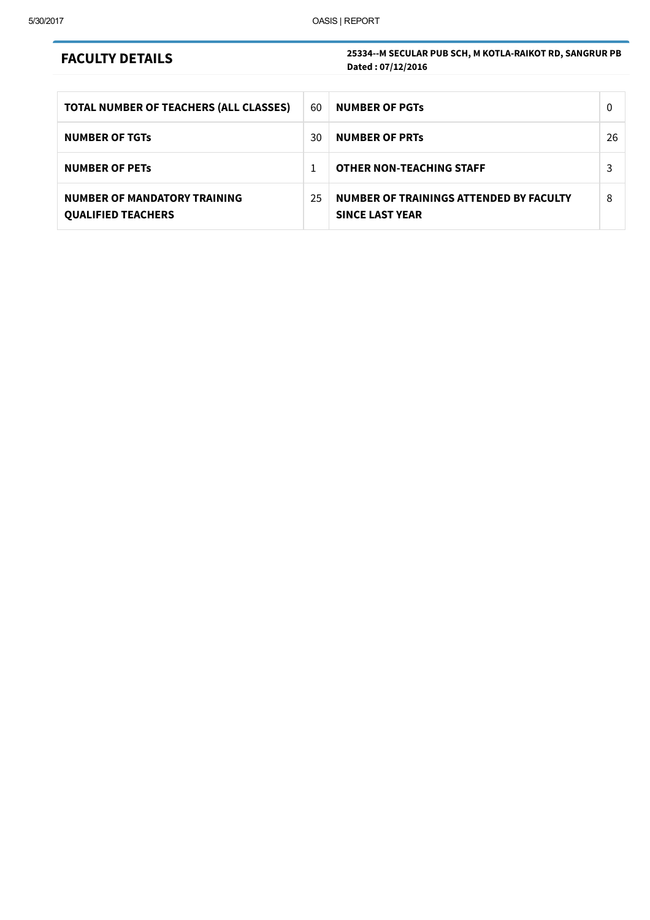## FACULTY DETAILS

**25334--M SECULAR PUB SCH, M KOTLA-RAIKOT RD, SANGRUR PB**
**Dated : 07/12/2016**

| | | | |
|---|---|---|---|
| **TOTAL NUMBER OF TEACHERS (ALL CLASSES)** | 60 | **NUMBER OF PGTs** | 0 |
| **NUMBER OF TGTs** | 30 | **NUMBER OF PRTs** | 26 |
| **NUMBER OF PETs** | 1 | **OTHER NON-TEACHING STAFF** | 3 |
| **NUMBER OF MANDATORY TRAINING QUALIFIED TEACHERS** | 25 | **NUMBER OF TRAININGS ATTENDED BY FACULTY SINCE LAST YEAR** | 8 |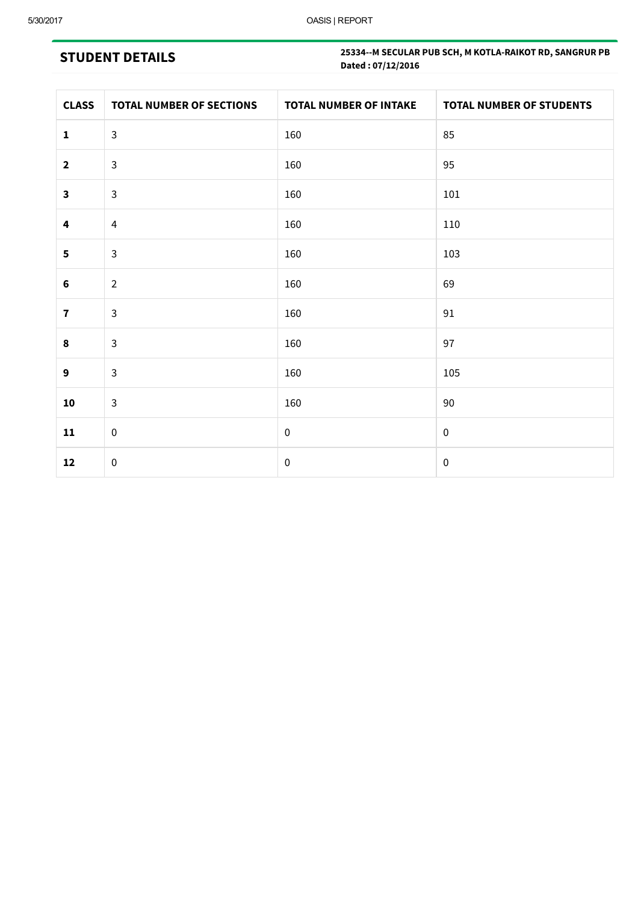## STUDENT DETAILS

**25334--M SECULAR PUB SCH, M KOTLA-RAIKOT RD, SANGRUR PB**
**Dated : 07/12/2016**

| CLASS | TOTAL NUMBER OF SECTIONS | TOTAL NUMBER OF INTAKE | TOTAL NUMBER OF STUDENTS |
|---|---|---|---|
| **1** | 3 | 160 | 85 |
| **2** | 3 | 160 | 95 |
| **3** | 3 | 160 | 101 |
| **4** | 4 | 160 | 110 |
| **5** | 3 | 160 | 103 |
| **6** | 2 | 160 | 69 |
| **7** | 3 | 160 | 91 |
| **8** | 3 | 160 | 97 |
| **9** | 3 | 160 | 105 |
| **10** | 3 | 160 | 90 |
| **11** | 0 | 0 | 0 |
| **12** | 0 | 0 | 0 |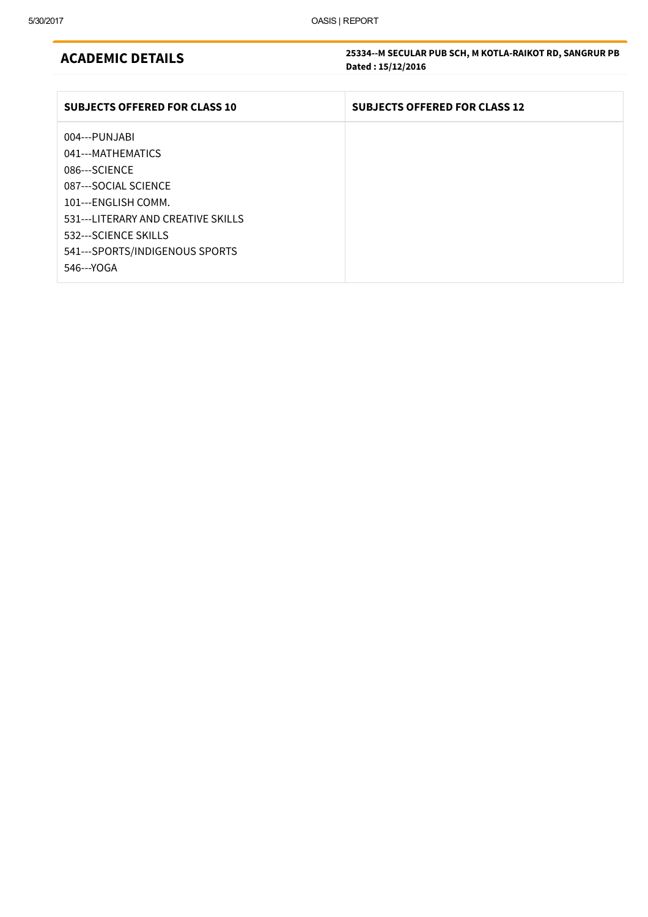## ACADEMIC DETAILS

**25334--M SECULAR PUB SCH, M KOTLA-RAIKOT RD, SANGRUR PB**
**Dated : 15/12/2016**

| SUBJECTS OFFERED FOR CLASS 10 | SUBJECTS OFFERED FOR CLASS 12 |
|---|---|
| 004---PUNJABI<br>041---MATHEMATICS<br>086---SCIENCE<br>087---SOCIAL SCIENCE<br>101---ENGLISH COMM.<br>531---LITERARY AND CREATIVE SKILLS<br>532---SCIENCE SKILLS<br>541---SPORTS/INDIGENOUS SPORTS<br>546---YOGA | |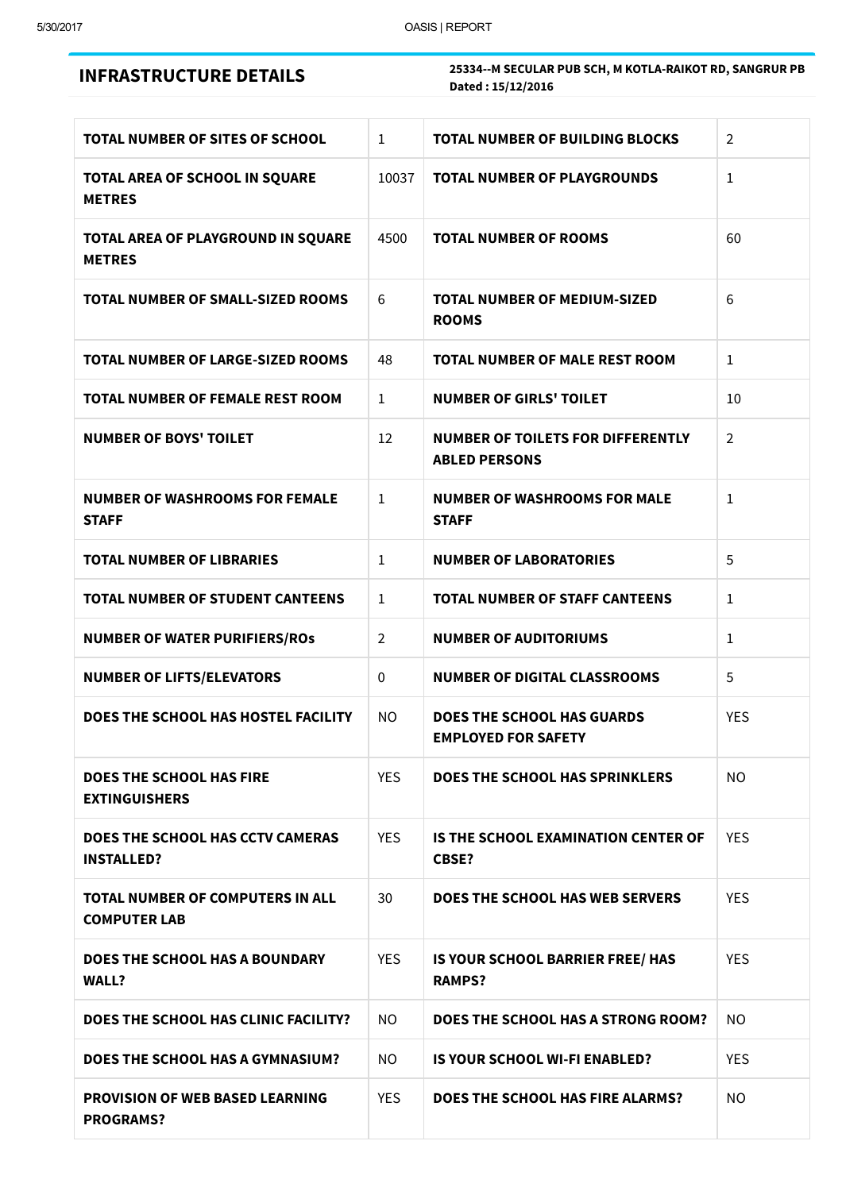## INFRASTRUCTURE DETAILS

**25334--M SECULAR PUB SCH, M KOTLA-RAIKOT RD, SANGRUR PB**
**Dated : 15/12/2016**

| | | | |
|---|---|---|---|
| **TOTAL NUMBER OF SITES OF SCHOOL** | 1 | **TOTAL NUMBER OF BUILDING BLOCKS** | 2 |
| **TOTAL AREA OF SCHOOL IN SQUARE METRES** | 10037 | **TOTAL NUMBER OF PLAYGROUNDS** | 1 |
| **TOTAL AREA OF PLAYGROUND IN SQUARE METRES** | 4500 | **TOTAL NUMBER OF ROOMS** | 60 |
| **TOTAL NUMBER OF SMALL-SIZED ROOMS** | 6 | **TOTAL NUMBER OF MEDIUM-SIZED ROOMS** | 6 |
| **TOTAL NUMBER OF LARGE-SIZED ROOMS** | 48 | **TOTAL NUMBER OF MALE REST ROOM** | 1 |
| **TOTAL NUMBER OF FEMALE REST ROOM** | 1 | **NUMBER OF GIRLS' TOILET** | 10 |
| **NUMBER OF BOYS' TOILET** | 12 | **NUMBER OF TOILETS FOR DIFFERENTLY ABLED PERSONS** | 2 |
| **NUMBER OF WASHROOMS FOR FEMALE STAFF** | 1 | **NUMBER OF WASHROOMS FOR MALE STAFF** | 1 |
| **TOTAL NUMBER OF LIBRARIES** | 1 | **NUMBER OF LABORATORIES** | 5 |
| **TOTAL NUMBER OF STUDENT CANTEENS** | 1 | **TOTAL NUMBER OF STAFF CANTEENS** | 1 |
| **NUMBER OF WATER PURIFIERS/ROs** | 2 | **NUMBER OF AUDITORIUMS** | 1 |
| **NUMBER OF LIFTS/ELEVATORS** | 0 | **NUMBER OF DIGITAL CLASSROOMS** | 5 |
| **DOES THE SCHOOL HAS HOSTEL FACILITY** | NO | **DOES THE SCHOOL HAS GUARDS EMPLOYED FOR SAFETY** | YES |
| **DOES THE SCHOOL HAS FIRE EXTINGUISHERS** | YES | **DOES THE SCHOOL HAS SPRINKLERS** | NO |
| **DOES THE SCHOOL HAS CCTV CAMERAS INSTALLED?** | YES | **IS THE SCHOOL EXAMINATION CENTER OF CBSE?** | YES |
| **TOTAL NUMBER OF COMPUTERS IN ALL COMPUTER LAB** | 30 | **DOES THE SCHOOL HAS WEB SERVERS** | YES |
| **DOES THE SCHOOL HAS A BOUNDARY WALL?** | YES | **IS YOUR SCHOOL BARRIER FREE/ HAS RAMPS?** | YES |
| **DOES THE SCHOOL HAS CLINIC FACILITY?** | NO | **DOES THE SCHOOL HAS A STRONG ROOM?** | NO |
| **DOES THE SCHOOL HAS A GYMNASIUM?** | NO | **IS YOUR SCHOOL WI-FI ENABLED?** | YES |
| **PROVISION OF WEB BASED LEARNING PROGRAMS?** | YES | **DOES THE SCHOOL HAS FIRE ALARMS?** | NO |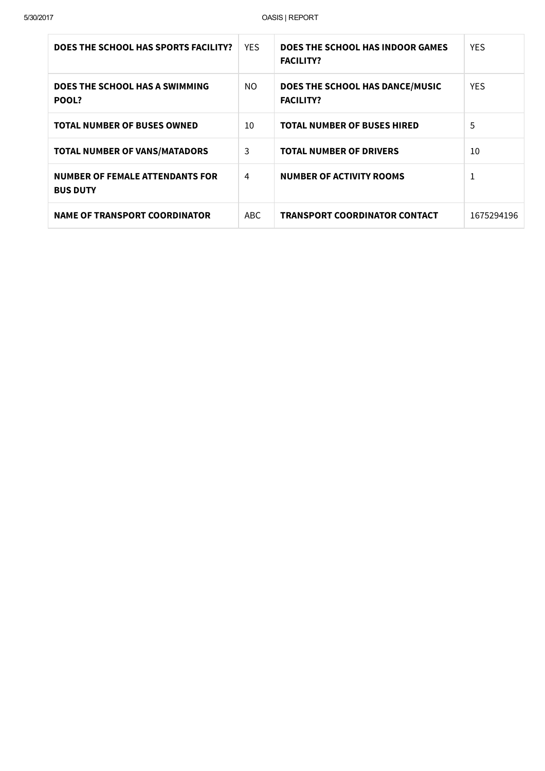| | | | |
|---|---|---|---|
| **DOES THE SCHOOL HAS SPORTS FACILITY?** | YES | **DOES THE SCHOOL HAS INDOOR GAMES FACILITY?** | YES |
| **DOES THE SCHOOL HAS A SWIMMING POOL?** | NO | **DOES THE SCHOOL HAS DANCE/MUSIC FACILITY?** | YES |
| **TOTAL NUMBER OF BUSES OWNED** | 10 | **TOTAL NUMBER OF BUSES HIRED** | 5 |
| **TOTAL NUMBER OF VANS/MATADORS** | 3 | **TOTAL NUMBER OF DRIVERS** | 10 |
| **NUMBER OF FEMALE ATTENDANTS FOR BUS DUTY** | 4 | **NUMBER OF ACTIVITY ROOMS** | 1 |
| **NAME OF TRANSPORT COORDINATOR** | ABC | **TRANSPORT COORDINATOR CONTACT** | 1675294196 |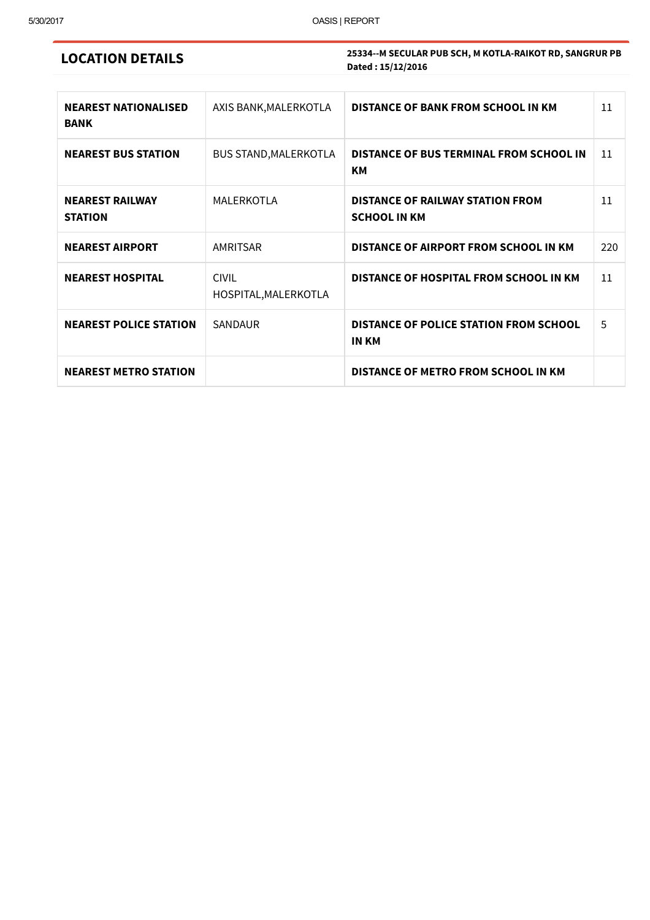## LOCATION DETAILS

**25334--M SECULAR PUB SCH, M KOTLA-RAIKOT RD, SANGRUR PB**
**Dated : 15/12/2016**

| | | | |
|---|---|---|---|
| **NEAREST NATIONALISED BANK** | AXIS BANK,MALERKOTLA | **DISTANCE OF BANK FROM SCHOOL IN KM** | 11 |
| **NEAREST BUS STATION** | BUS STAND,MALERKOTLA | **DISTANCE OF BUS TERMINAL FROM SCHOOL IN KM** | 11 |
| **NEAREST RAILWAY STATION** | MALERKOTLA | **DISTANCE OF RAILWAY STATION FROM SCHOOL IN KM** | 11 |
| **NEAREST AIRPORT** | AMRITSAR | **DISTANCE OF AIRPORT FROM SCHOOL IN KM** | 220 |
| **NEAREST HOSPITAL** | CIVIL HOSPITAL,MALERKOTLA | **DISTANCE OF HOSPITAL FROM SCHOOL IN KM** | 11 |
| **NEAREST POLICE STATION** | SANDAUR | **DISTANCE OF POLICE STATION FROM SCHOOL IN KM** | 5 |
| **NEAREST METRO STATION** | | **DISTANCE OF METRO FROM SCHOOL IN KM** | |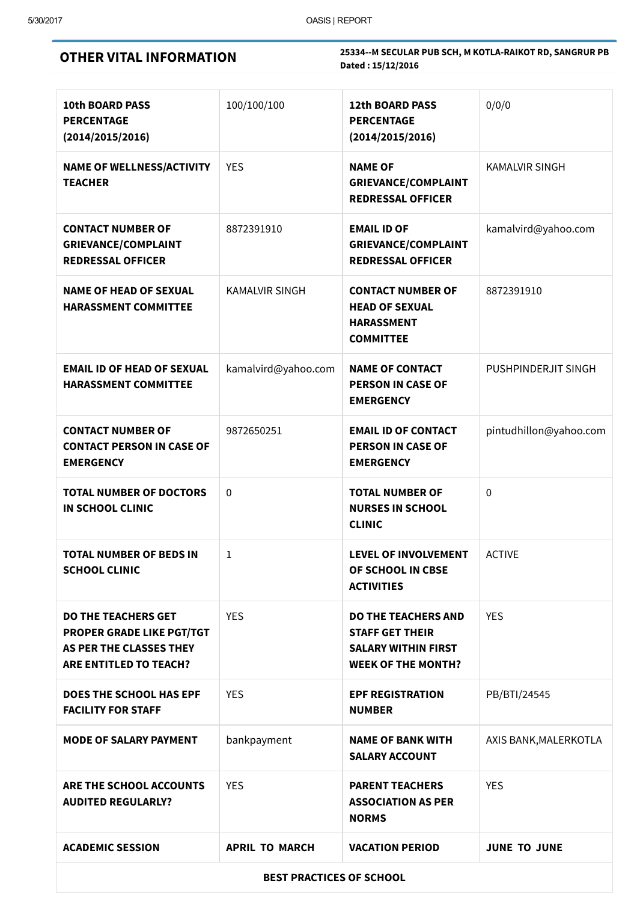## OTHER VITAL INFORMATION

**25334--M SECULAR PUB SCH, M KOTLA-RAIKOT RD, SANGRUR PB**
**Dated : 15/12/2016**

| | | | |
|---|---|---|---|
| **10th BOARD PASS PERCENTAGE (2014/2015/2016)** | 100/100/100 | **12th BOARD PASS PERCENTAGE (2014/2015/2016)** | 0/0/0 |
| **NAME OF WELLNESS/ACTIVITY TEACHER** | YES | **NAME OF GRIEVANCE/COMPLAINT REDRESSAL OFFICER** | KAMALVIR SINGH |
| **CONTACT NUMBER OF GRIEVANCE/COMPLAINT REDRESSAL OFFICER** | 8872391910 | **EMAIL ID OF GRIEVANCE/COMPLAINT REDRESSAL OFFICER** | kamalvird@yahoo.com |
| **NAME OF HEAD OF SEXUAL HARASSMENT COMMITTEE** | KAMALVIR SINGH | **CONTACT NUMBER OF HEAD OF SEXUAL HARASSMENT COMMITTEE** | 8872391910 |
| **EMAIL ID OF HEAD OF SEXUAL HARASSMENT COMMITTEE** | kamalvird@yahoo.com | **NAME OF CONTACT PERSON IN CASE OF EMERGENCY** | PUSHPINDERJIT SINGH |
| **CONTACT NUMBER OF CONTACT PERSON IN CASE OF EMERGENCY** | 9872650251 | **EMAIL ID OF CONTACT PERSON IN CASE OF EMERGENCY** | pintudhillon@yahoo.com |
| **TOTAL NUMBER OF DOCTORS IN SCHOOL CLINIC** | 0 | **TOTAL NUMBER OF NURSES IN SCHOOL CLINIC** | 0 |
| **TOTAL NUMBER OF BEDS IN SCHOOL CLINIC** | 1 | **LEVEL OF INVOLVEMENT OF SCHOOL IN CBSE ACTIVITIES** | ACTIVE |
| **DO THE TEACHERS GET PROPER GRADE LIKE PGT/TGT AS PER THE CLASSES THEY ARE ENTITLED TO TEACH?** | YES | **DO THE TEACHERS AND STAFF GET THEIR SALARY WITHIN FIRST WEEK OF THE MONTH?** | YES |
| **DOES THE SCHOOL HAS EPF FACILITY FOR STAFF** | YES | **EPF REGISTRATION NUMBER** | PB/BTI/24545 |
| **MODE OF SALARY PAYMENT** | bankpayment | **NAME OF BANK WITH SALARY ACCOUNT** | AXIS BANK,MALERKOTLA |
| **ARE THE SCHOOL ACCOUNTS AUDITED REGULARLY?** | YES | **PARENT TEACHERS ASSOCIATION AS PER NORMS** | YES |
| **ACADEMIC SESSION** | **APRIL TO MARCH** | **VACATION PERIOD** | **JUNE TO JUNE** |

**BEST PRACTICES OF SCHOOL**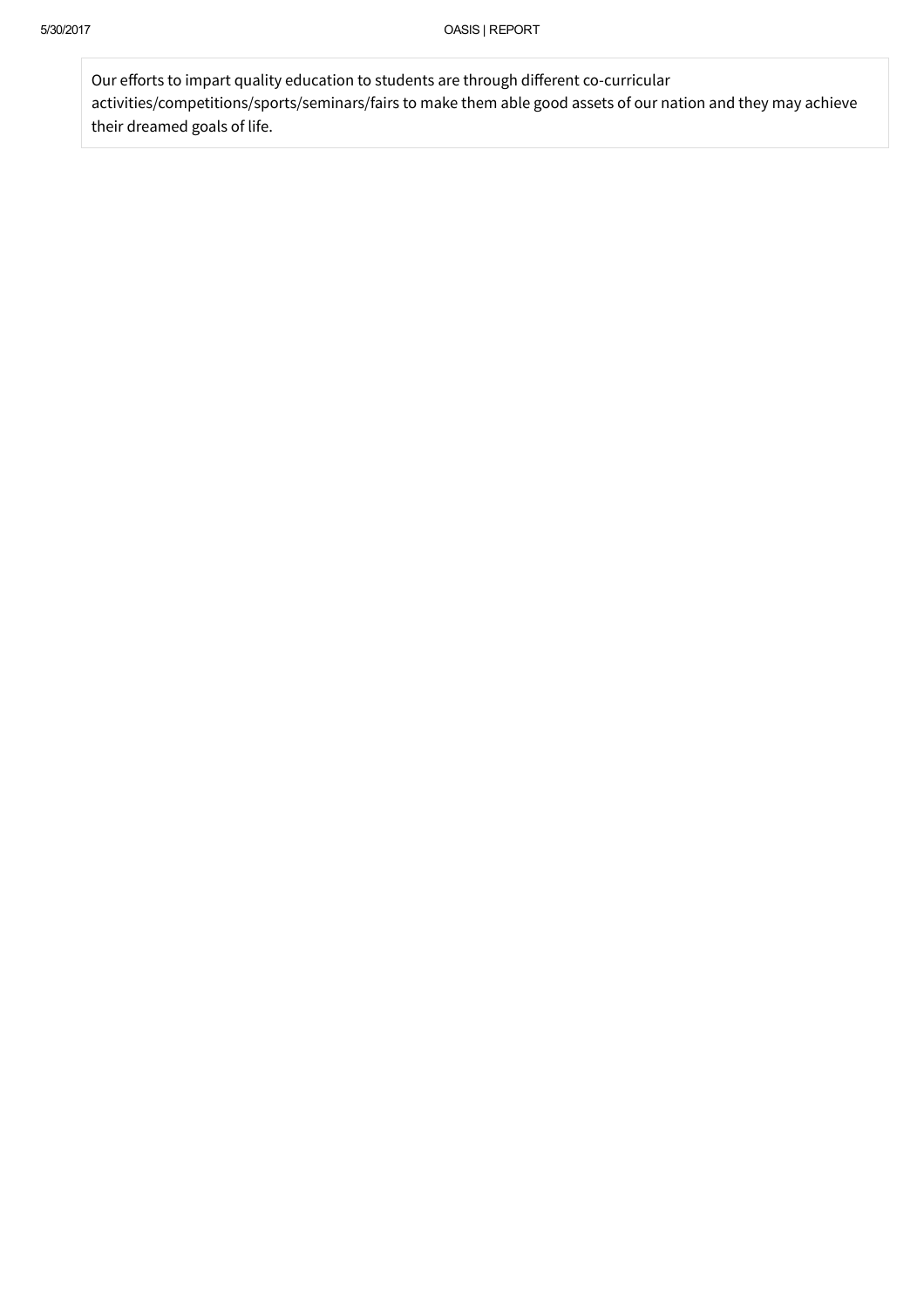Our efforts to impart quality education to students are through different co-curricular activities/competitions/sports/seminars/fairs to make them able good assets of our nation and they may achieve their dreamed goals of life.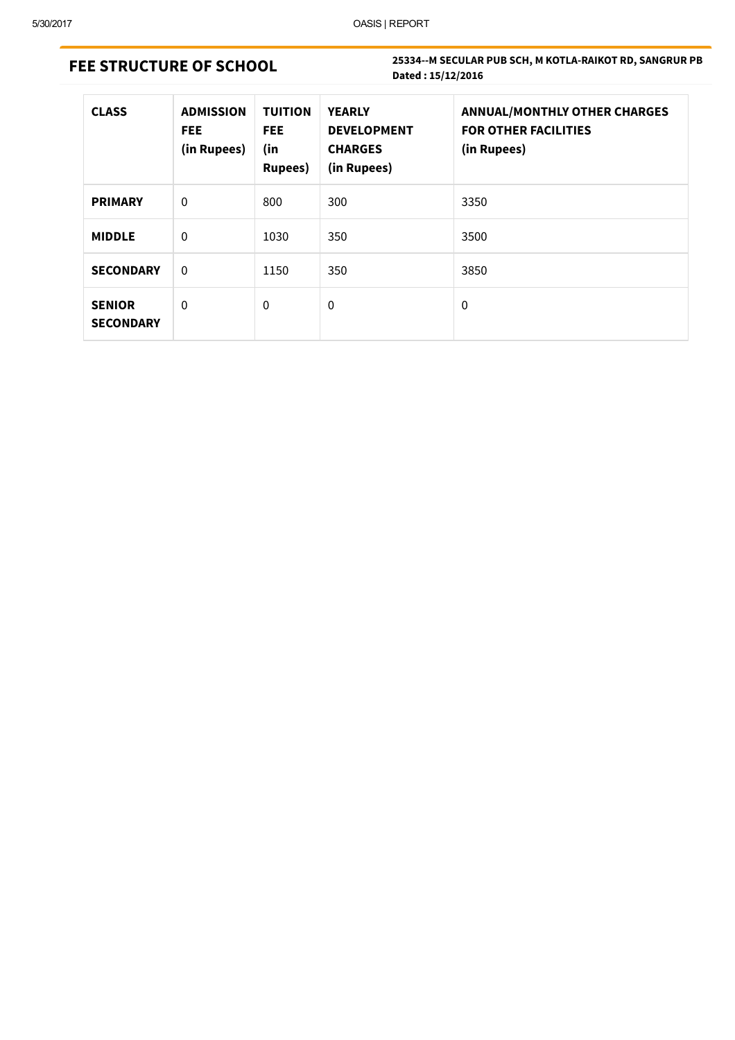## FEE STRUCTURE OF SCHOOL

**25334--M SECULAR PUB SCH, M KOTLA-RAIKOT RD, SANGRUR PB**
**Dated : 15/12/2016**

| CLASS | ADMISSION FEE (in Rupees) | TUITION FEE (in Rupees) | YEARLY DEVELOPMENT CHARGES (in Rupees) | ANNUAL/MONTHLY OTHER CHARGES FOR OTHER FACILITIES (in Rupees) |
|---|---|---|---|---|
| **PRIMARY** | 0 | 800 | 300 | 3350 |
| **MIDDLE** | 0 | 1030 | 350 | 3500 |
| **SECONDARY** | 0 | 1150 | 350 | 3850 |
| **SENIOR SECONDARY** | 0 | 0 | 0 | 0 |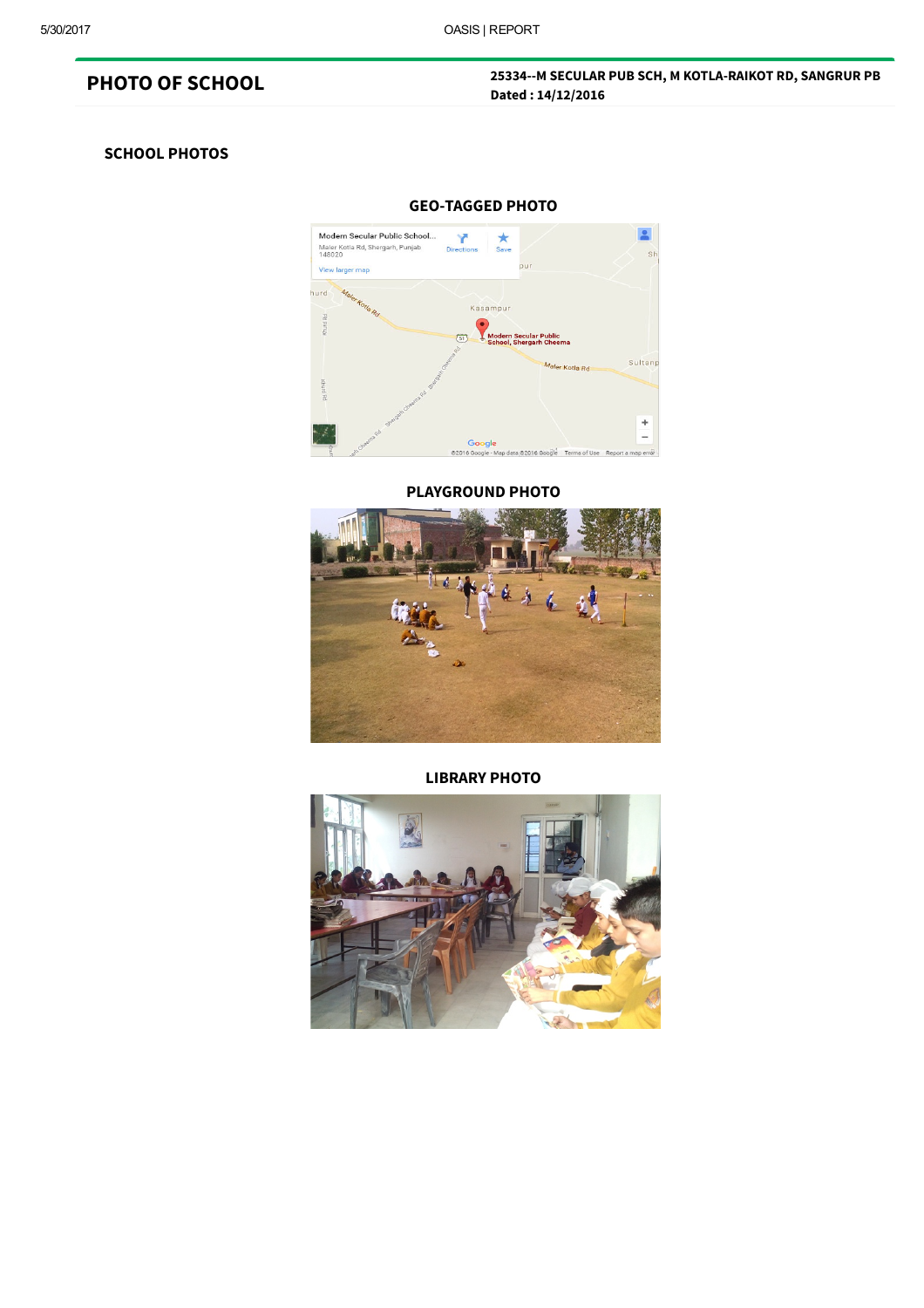## PHOTO OF SCHOOL

**25334--M SECULAR PUB SCH, M KOTLA-RAIKOT RD, SANGRUR PB**
**Dated : 14/12/2016**

### SCHOOL PHOTOS

**GEO-TAGGED PHOTO**

**PLAYGROUND PHOTO**

**LIBRARY PHOTO**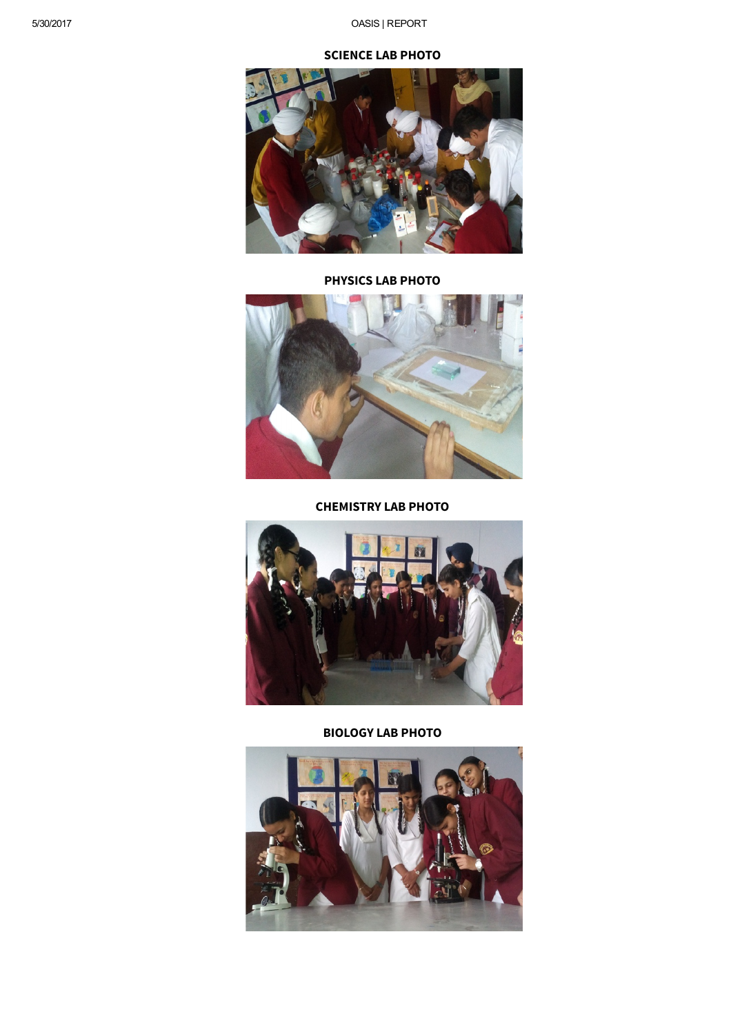**SCIENCE LAB PHOTO**

**PHYSICS LAB PHOTO**

**CHEMISTRY LAB PHOTO**

**BIOLOGY LAB PHOTO**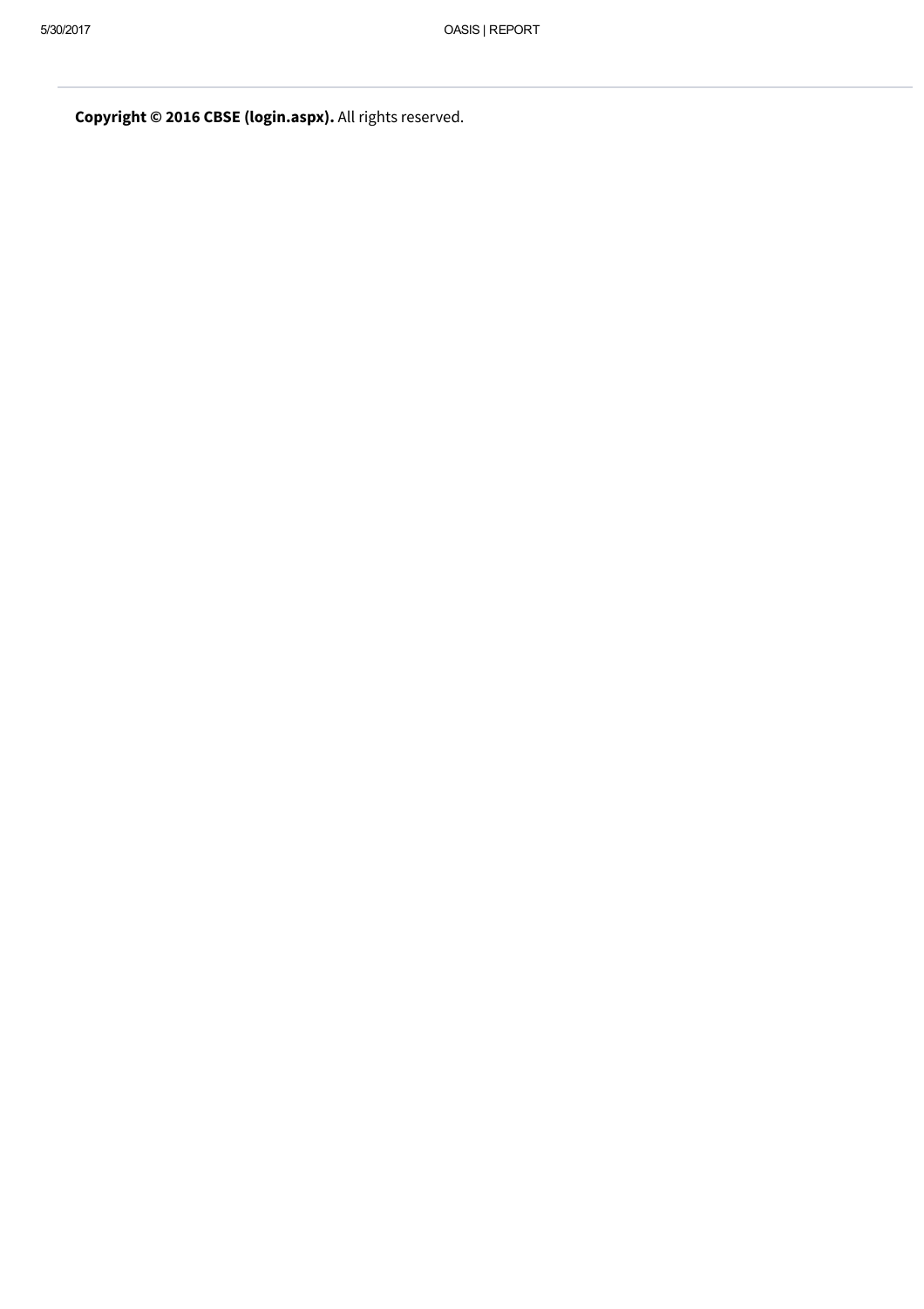**Copyright © 2016 CBSE (login.aspx).** All rights reserved.